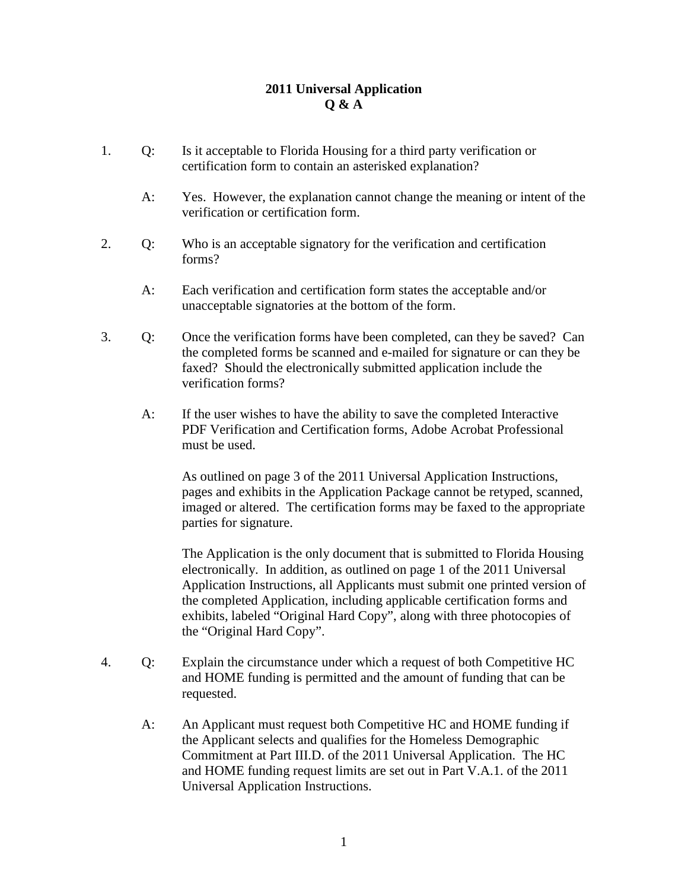# 2011 Universal Application
# Q & A

1. Q: Is it acceptable to Florida Housing for a third party verification or certification form to contain an asterisked explanation?

   A: Yes. However, the explanation cannot change the meaning or intent of the verification or certification form.

2. Q: Who is an acceptable signatory for the verification and certification forms?

   A: Each verification and certification form states the acceptable and/or unacceptable signatories at the bottom of the form.

3. Q: Once the verification forms have been completed, can they be saved? Can the completed forms be scanned and e-mailed for signature or can they be faxed? Should the electronically submitted application include the verification forms?

   A: If the user wishes to have the ability to save the completed Interactive PDF Verification and Certification forms, Adobe Acrobat Professional must be used.

   As outlined on page 3 of the 2011 Universal Application Instructions, pages and exhibits in the Application Package cannot be retyped, scanned, imaged or altered. The certification forms may be faxed to the appropriate parties for signature.

   The Application is the only document that is submitted to Florida Housing electronically. In addition, as outlined on page 1 of the 2011 Universal Application Instructions, all Applicants must submit one printed version of the completed Application, including applicable certification forms and exhibits, labeled "Original Hard Copy", along with three photocopies of the "Original Hard Copy".

4. Q: Explain the circumstance under which a request of both Competitive HC and HOME funding is permitted and the amount of funding that can be requested.

   A: An Applicant must request both Competitive HC and HOME funding if the Applicant selects and qualifies for the Homeless Demographic Commitment at Part III.D. of the 2011 Universal Application. The HC and HOME funding request limits are set out in Part V.A.1. of the 2011 Universal Application Instructions.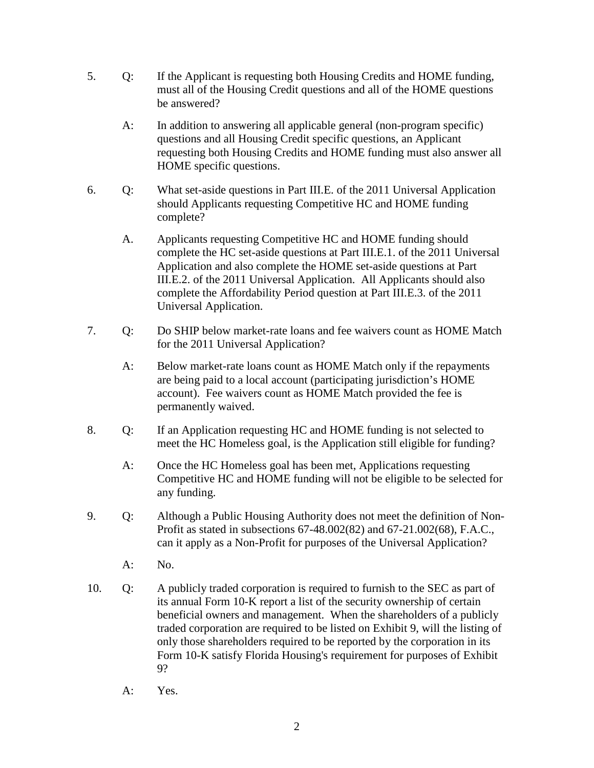5. Q: If the Applicant is requesting both Housing Credits and HOME funding, must all of the Housing Credit questions and all of the HOME questions be answered?

   A: In addition to answering all applicable general (non-program specific) questions and all Housing Credit specific questions, an Applicant requesting both Housing Credits and HOME funding must also answer all HOME specific questions.

6. Q: What set-aside questions in Part III.E. of the 2011 Universal Application should Applicants requesting Competitive HC and HOME funding complete?

   A. Applicants requesting Competitive HC and HOME funding should complete the HC set-aside questions at Part III.E.1. of the 2011 Universal Application and also complete the HOME set-aside questions at Part III.E.2. of the 2011 Universal Application. All Applicants should also complete the Affordability Period question at Part III.E.3. of the 2011 Universal Application.

7. Q: Do SHIP below market-rate loans and fee waivers count as HOME Match for the 2011 Universal Application?

   A: Below market-rate loans count as HOME Match only if the repayments are being paid to a local account (participating jurisdiction's HOME account). Fee waivers count as HOME Match provided the fee is permanently waived.

8. Q: If an Application requesting HC and HOME funding is not selected to meet the HC Homeless goal, is the Application still eligible for funding?

   A: Once the HC Homeless goal has been met, Applications requesting Competitive HC and HOME funding will not be eligible to be selected for any funding.

9. Q: Although a Public Housing Authority does not meet the definition of Non-Profit as stated in subsections 67-48.002(82) and 67-21.002(68), F.A.C., can it apply as a Non-Profit for purposes of the Universal Application?

   A: No.

10. Q: A publicly traded corporation is required to furnish to the SEC as part of its annual Form 10-K report a list of the security ownership of certain beneficial owners and management. When the shareholders of a publicly traded corporation are required to be listed on Exhibit 9, will the listing of only those shareholders required to be reported by the corporation in its Form 10-K satisfy Florida Housing's requirement for purposes of Exhibit 9?

    A: Yes.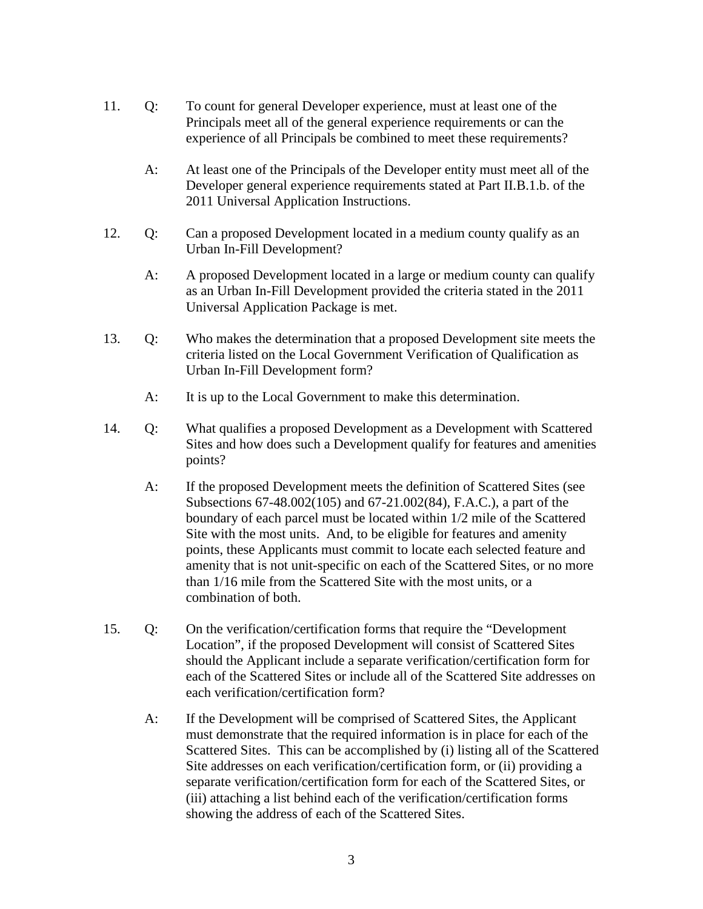11. Q: To count for general Developer experience, must at least one of the Principals meet all of the general experience requirements or can the experience of all Principals be combined to meet these requirements?

    A: At least one of the Principals of the Developer entity must meet all of the Developer general experience requirements stated at Part II.B.1.b. of the 2011 Universal Application Instructions.

12. Q: Can a proposed Development located in a medium county qualify as an Urban In-Fill Development?

    A: A proposed Development located in a large or medium county can qualify as an Urban In-Fill Development provided the criteria stated in the 2011 Universal Application Package is met.

13. Q: Who makes the determination that a proposed Development site meets the criteria listed on the Local Government Verification of Qualification as Urban In-Fill Development form?

    A: It is up to the Local Government to make this determination.

14. Q: What qualifies a proposed Development as a Development with Scattered Sites and how does such a Development qualify for features and amenities points?

    A: If the proposed Development meets the definition of Scattered Sites (see Subsections 67-48.002(105) and 67-21.002(84), F.A.C.), a part of the boundary of each parcel must be located within 1/2 mile of the Scattered Site with the most units. And, to be eligible for features and amenity points, these Applicants must commit to locate each selected feature and amenity that is not unit-specific on each of the Scattered Sites, or no more than 1/16 mile from the Scattered Site with the most units, or a combination of both.

15. Q: On the verification/certification forms that require the "Development Location", if the proposed Development will consist of Scattered Sites should the Applicant include a separate verification/certification form for each of the Scattered Sites or include all of the Scattered Site addresses on each verification/certification form?

    A: If the Development will be comprised of Scattered Sites, the Applicant must demonstrate that the required information is in place for each of the Scattered Sites. This can be accomplished by (i) listing all of the Scattered Site addresses on each verification/certification form, or (ii) providing a separate verification/certification form for each of the Scattered Sites, or (iii) attaching a list behind each of the verification/certification forms showing the address of each of the Scattered Sites.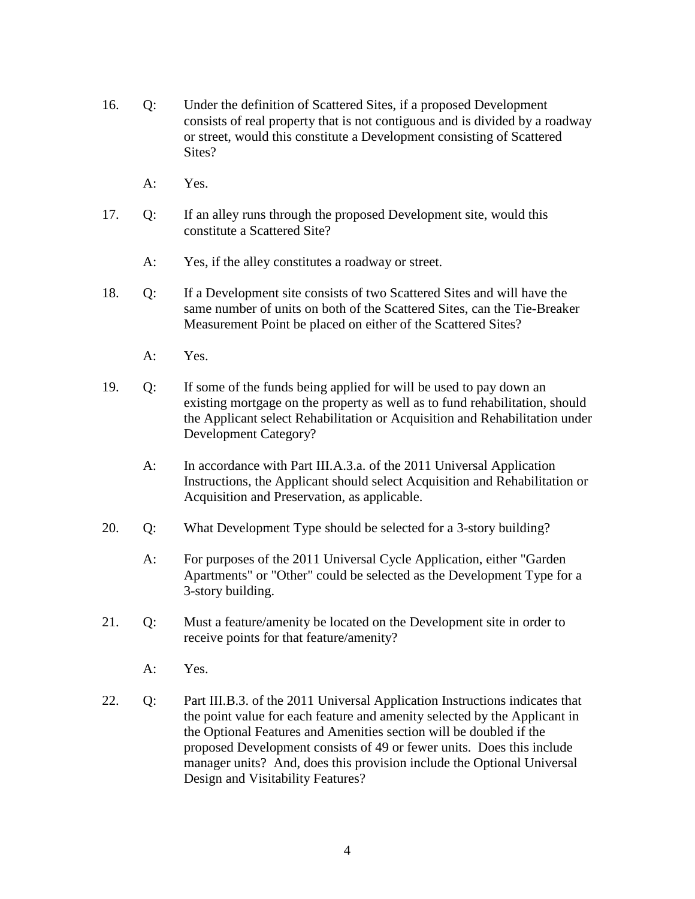16. Q: Under the definition of Scattered Sites, if a proposed Development consists of real property that is not contiguous and is divided by a roadway or street, would this constitute a Development consisting of Scattered Sites?

    A: Yes.

17. Q: If an alley runs through the proposed Development site, would this constitute a Scattered Site?

    A: Yes, if the alley constitutes a roadway or street.

18. Q: If a Development site consists of two Scattered Sites and will have the same number of units on both of the Scattered Sites, can the Tie-Breaker Measurement Point be placed on either of the Scattered Sites?

    A: Yes.

19. Q: If some of the funds being applied for will be used to pay down an existing mortgage on the property as well as to fund rehabilitation, should the Applicant select Rehabilitation or Acquisition and Rehabilitation under Development Category?

    A: In accordance with Part III.A.3.a. of the 2011 Universal Application Instructions, the Applicant should select Acquisition and Rehabilitation or Acquisition and Preservation, as applicable.

20. Q: What Development Type should be selected for a 3-story building?

    A: For purposes of the 2011 Universal Cycle Application, either "Garden Apartments" or "Other" could be selected as the Development Type for a 3-story building.

21. Q: Must a feature/amenity be located on the Development site in order to receive points for that feature/amenity?

    A: Yes.

22. Q: Part III.B.3. of the 2011 Universal Application Instructions indicates that the point value for each feature and amenity selected by the Applicant in the Optional Features and Amenities section will be doubled if the proposed Development consists of 49 or fewer units. Does this include manager units? And, does this provision include the Optional Universal Design and Visitability Features?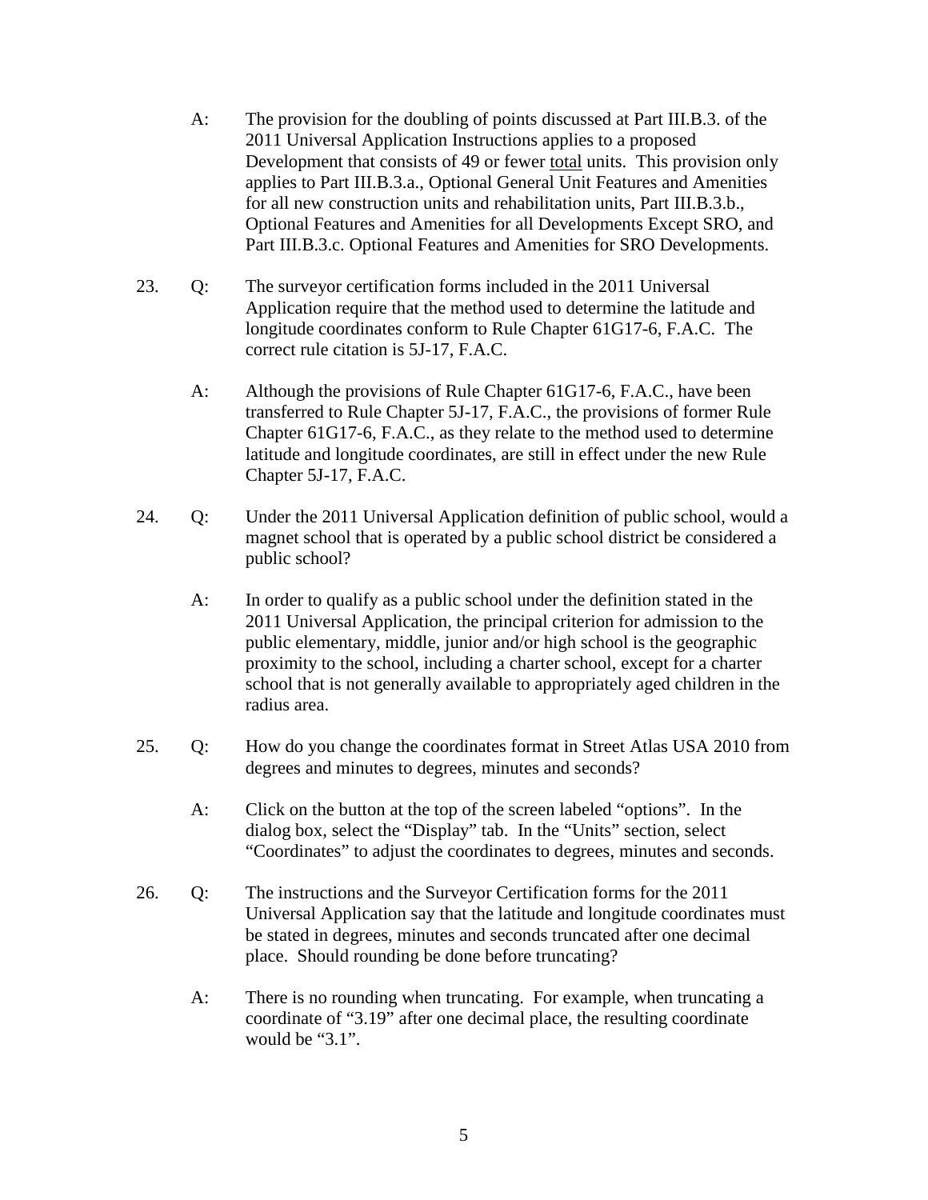A: The provision for the doubling of points discussed at Part III.B.3. of the 2011 Universal Application Instructions applies to a proposed Development that consists of 49 or fewer <u>total</u> units. This provision only applies to Part III.B.3.a., Optional General Unit Features and Amenities for all new construction units and rehabilitation units, Part III.B.3.b., Optional Features and Amenities for all Developments Except SRO, and Part III.B.3.c. Optional Features and Amenities for SRO Developments.

23. Q: The surveyor certification forms included in the 2011 Universal Application require that the method used to determine the latitude and longitude coordinates conform to Rule Chapter 61G17-6, F.A.C. The correct rule citation is 5J-17, F.A.C.

    A: Although the provisions of Rule Chapter 61G17-6, F.A.C., have been transferred to Rule Chapter 5J-17, F.A.C., the provisions of former Rule Chapter 61G17-6, F.A.C., as they relate to the method used to determine latitude and longitude coordinates, are still in effect under the new Rule Chapter 5J-17, F.A.C.

24. Q: Under the 2011 Universal Application definition of public school, would a magnet school that is operated by a public school district be considered a public school?

    A: In order to qualify as a public school under the definition stated in the 2011 Universal Application, the principal criterion for admission to the public elementary, middle, junior and/or high school is the geographic proximity to the school, including a charter school, except for a charter school that is not generally available to appropriately aged children in the radius area.

25. Q: How do you change the coordinates format in Street Atlas USA 2010 from degrees and minutes to degrees, minutes and seconds?

    A: Click on the button at the top of the screen labeled "options". In the dialog box, select the "Display" tab. In the "Units" section, select "Coordinates" to adjust the coordinates to degrees, minutes and seconds.

26. Q: The instructions and the Surveyor Certification forms for the 2011 Universal Application say that the latitude and longitude coordinates must be stated in degrees, minutes and seconds truncated after one decimal place. Should rounding be done before truncating?

    A: There is no rounding when truncating. For example, when truncating a coordinate of "3.19" after one decimal place, the resulting coordinate would be "3.1".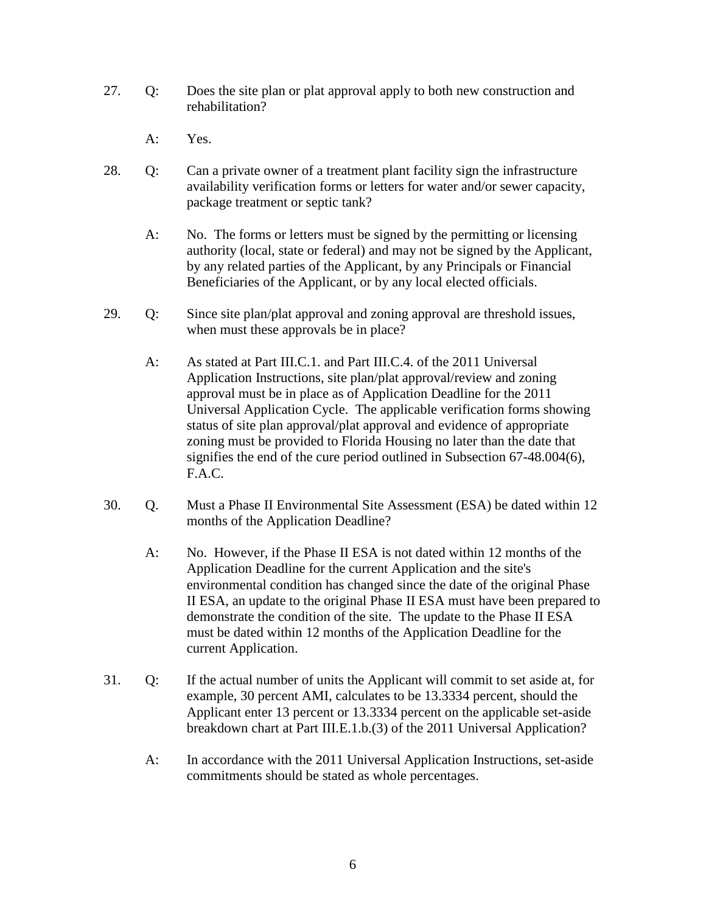27. Q: Does the site plan or plat approval apply to both new construction and rehabilitation?

    A: Yes.

28. Q: Can a private owner of a treatment plant facility sign the infrastructure availability verification forms or letters for water and/or sewer capacity, package treatment or septic tank?

    A: No. The forms or letters must be signed by the permitting or licensing authority (local, state or federal) and may not be signed by the Applicant, by any related parties of the Applicant, by any Principals or Financial Beneficiaries of the Applicant, or by any local elected officials.

29. Q: Since site plan/plat approval and zoning approval are threshold issues, when must these approvals be in place?

    A: As stated at Part III.C.1. and Part III.C.4. of the 2011 Universal Application Instructions, site plan/plat approval/review and zoning approval must be in place as of Application Deadline for the 2011 Universal Application Cycle. The applicable verification forms showing status of site plan approval/plat approval and evidence of appropriate zoning must be provided to Florida Housing no later than the date that signifies the end of the cure period outlined in Subsection 67-48.004(6), F.A.C.

30. Q. Must a Phase II Environmental Site Assessment (ESA) be dated within 12 months of the Application Deadline?

    A: No. However, if the Phase II ESA is not dated within 12 months of the Application Deadline for the current Application and the site's environmental condition has changed since the date of the original Phase II ESA, an update to the original Phase II ESA must have been prepared to demonstrate the condition of the site. The update to the Phase II ESA must be dated within 12 months of the Application Deadline for the current Application.

31. Q: If the actual number of units the Applicant will commit to set aside at, for example, 30 percent AMI, calculates to be 13.3334 percent, should the Applicant enter 13 percent or 13.3334 percent on the applicable set-aside breakdown chart at Part III.E.1.b.(3) of the 2011 Universal Application?

    A: In accordance with the 2011 Universal Application Instructions, set-aside commitments should be stated as whole percentages.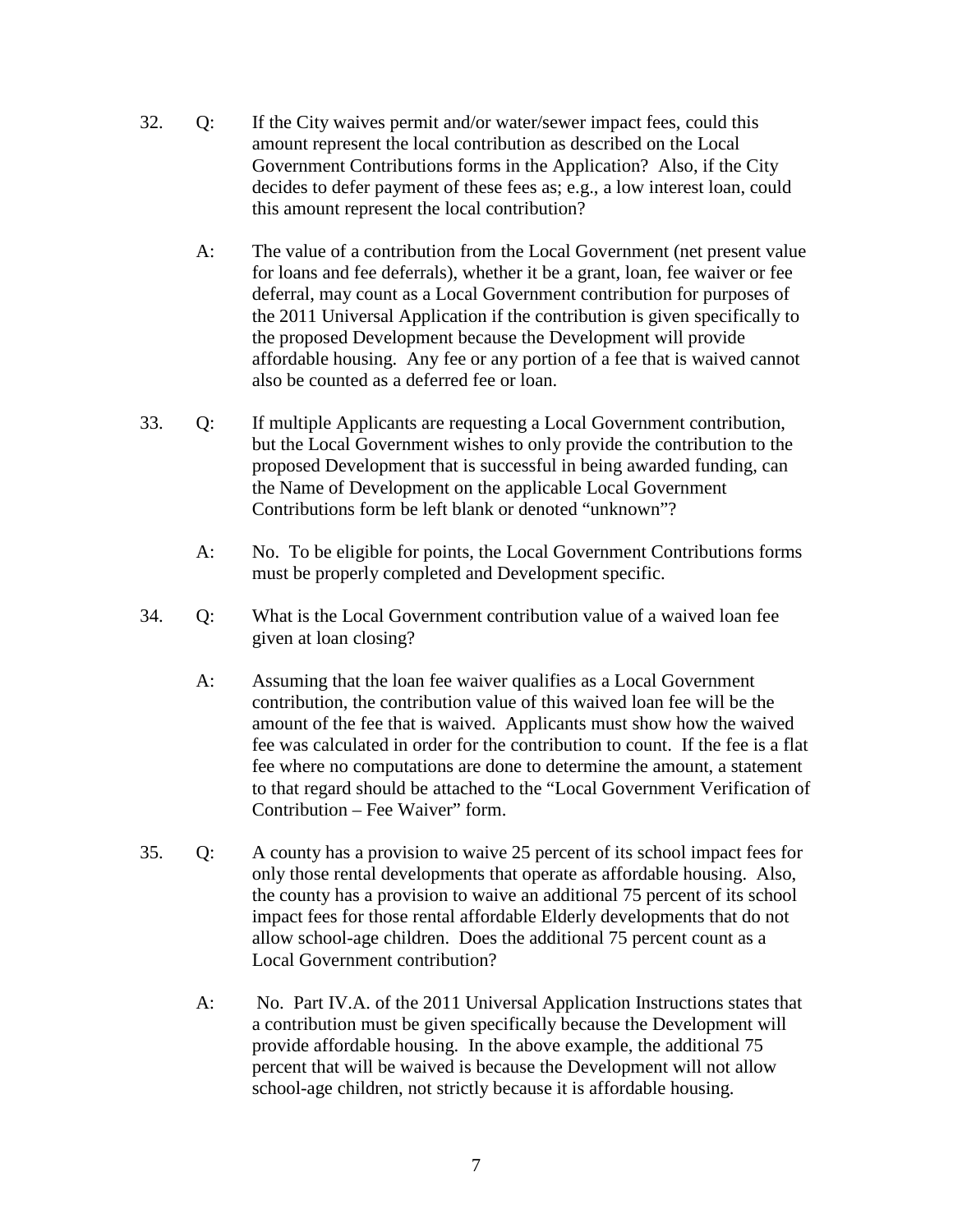32. Q: If the City waives permit and/or water/sewer impact fees, could this amount represent the local contribution as described on the Local Government Contributions forms in the Application? Also, if the City decides to defer payment of these fees as; e.g., a low interest loan, could this amount represent the local contribution?

    A: The value of a contribution from the Local Government (net present value for loans and fee deferrals), whether it be a grant, loan, fee waiver or fee deferral, may count as a Local Government contribution for purposes of the 2011 Universal Application if the contribution is given specifically to the proposed Development because the Development will provide affordable housing. Any fee or any portion of a fee that is waived cannot also be counted as a deferred fee or loan.

33. Q: If multiple Applicants are requesting a Local Government contribution, but the Local Government wishes to only provide the contribution to the proposed Development that is successful in being awarded funding, can the Name of Development on the applicable Local Government Contributions form be left blank or denoted "unknown"?

    A: No. To be eligible for points, the Local Government Contributions forms must be properly completed and Development specific.

34. Q: What is the Local Government contribution value of a waived loan fee given at loan closing?

    A: Assuming that the loan fee waiver qualifies as a Local Government contribution, the contribution value of this waived loan fee will be the amount of the fee that is waived. Applicants must show how the waived fee was calculated in order for the contribution to count. If the fee is a flat fee where no computations are done to determine the amount, a statement to that regard should be attached to the "Local Government Verification of Contribution – Fee Waiver" form.

35. Q: A county has a provision to waive 25 percent of its school impact fees for only those rental developments that operate as affordable housing. Also, the county has a provision to waive an additional 75 percent of its school impact fees for those rental affordable Elderly developments that do not allow school-age children. Does the additional 75 percent count as a Local Government contribution?

    A: No. Part IV.A. of the 2011 Universal Application Instructions states that a contribution must be given specifically because the Development will provide affordable housing. In the above example, the additional 75 percent that will be waived is because the Development will not allow school-age children, not strictly because it is affordable housing.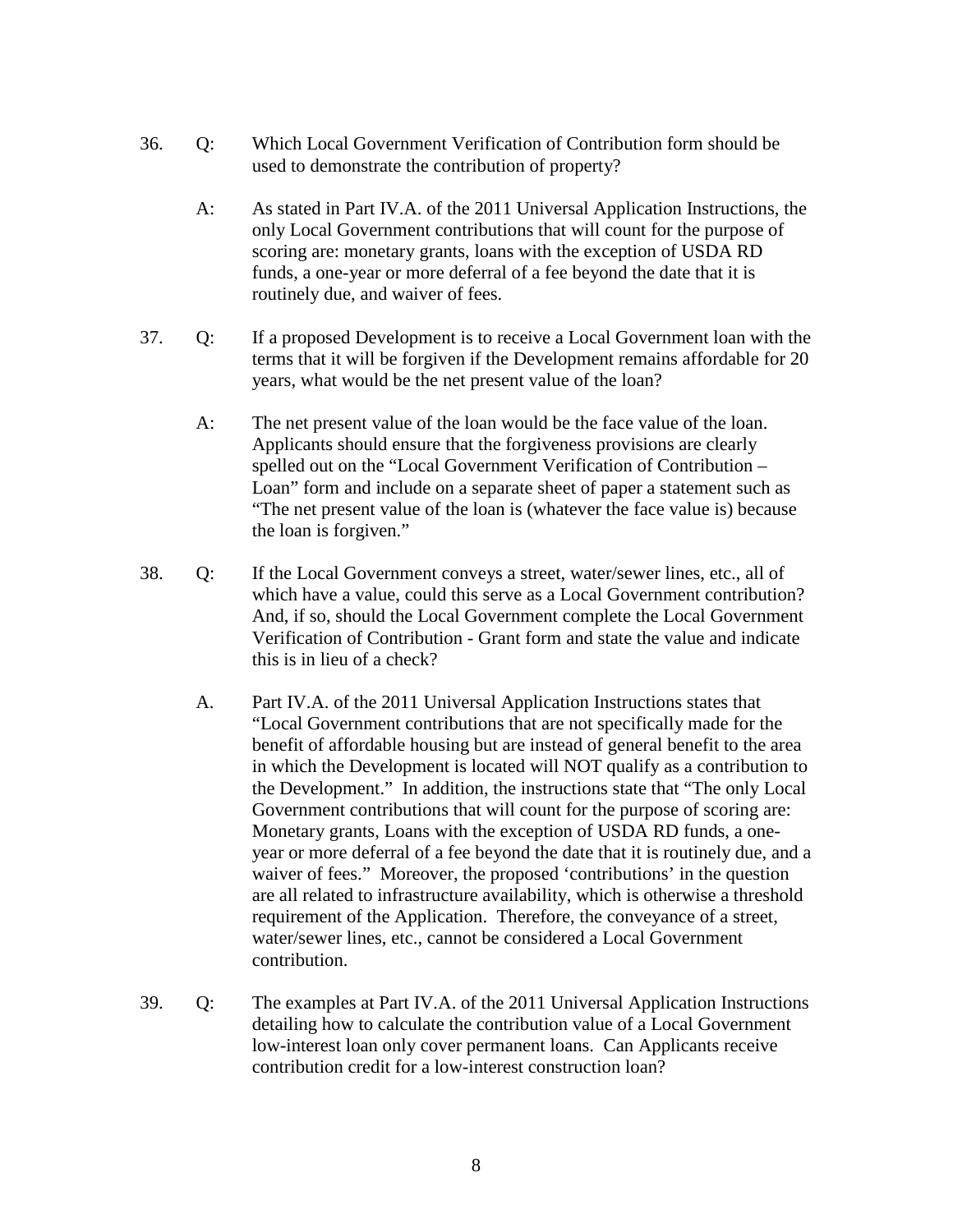36. Q: Which Local Government Verification of Contribution form should be used to demonstrate the contribution of property?

    A: As stated in Part IV.A. of the 2011 Universal Application Instructions, the only Local Government contributions that will count for the purpose of scoring are: monetary grants, loans with the exception of USDA RD funds, a one-year or more deferral of a fee beyond the date that it is routinely due, and waiver of fees.

37. Q: If a proposed Development is to receive a Local Government loan with the terms that it will be forgiven if the Development remains affordable for 20 years, what would be the net present value of the loan?

    A: The net present value of the loan would be the face value of the loan. Applicants should ensure that the forgiveness provisions are clearly spelled out on the "Local Government Verification of Contribution – Loan" form and include on a separate sheet of paper a statement such as "The net present value of the loan is (whatever the face value is) because the loan is forgiven."

38. Q: If the Local Government conveys a street, water/sewer lines, etc., all of which have a value, could this serve as a Local Government contribution? And, if so, should the Local Government complete the Local Government Verification of Contribution - Grant form and state the value and indicate this is in lieu of a check?

    A. Part IV.A. of the 2011 Universal Application Instructions states that "Local Government contributions that are not specifically made for the benefit of affordable housing but are instead of general benefit to the area in which the Development is located will NOT qualify as a contribution to the Development." In addition, the instructions state that "The only Local Government contributions that will count for the purpose of scoring are: Monetary grants, Loans with the exception of USDA RD funds, a one-year or more deferral of a fee beyond the date that it is routinely due, and a waiver of fees." Moreover, the proposed 'contributions' in the question are all related to infrastructure availability, which is otherwise a threshold requirement of the Application. Therefore, the conveyance of a street, water/sewer lines, etc., cannot be considered a Local Government contribution.

39. Q: The examples at Part IV.A. of the 2011 Universal Application Instructions detailing how to calculate the contribution value of a Local Government low-interest loan only cover permanent loans. Can Applicants receive contribution credit for a low-interest construction loan?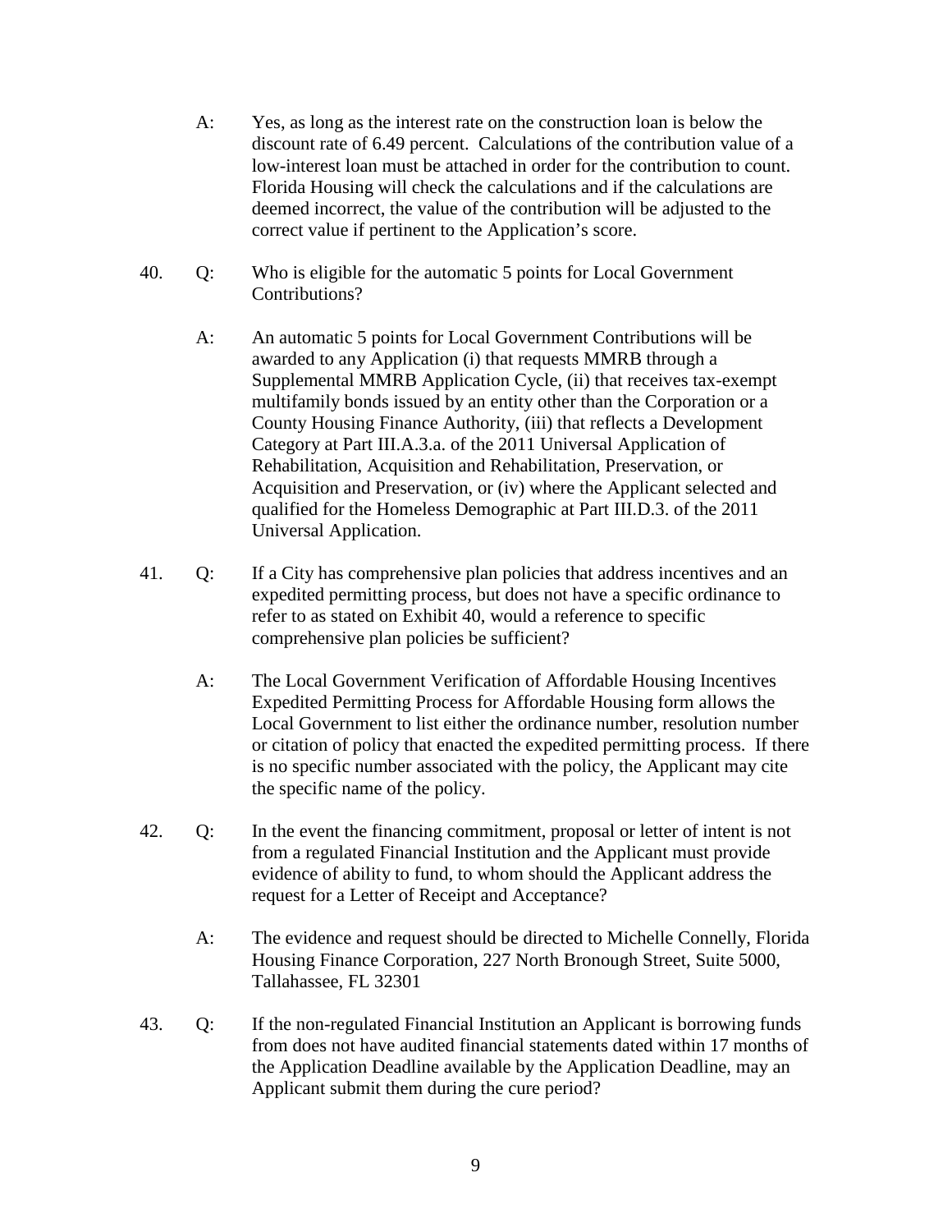A: Yes, as long as the interest rate on the construction loan is below the discount rate of 6.49 percent. Calculations of the contribution value of a low-interest loan must be attached in order for the contribution to count. Florida Housing will check the calculations and if the calculations are deemed incorrect, the value of the contribution will be adjusted to the correct value if pertinent to the Application's score.

40. Q: Who is eligible for the automatic 5 points for Local Government Contributions?

A: An automatic 5 points for Local Government Contributions will be awarded to any Application (i) that requests MMRB through a Supplemental MMRB Application Cycle, (ii) that receives tax-exempt multifamily bonds issued by an entity other than the Corporation or a County Housing Finance Authority, (iii) that reflects a Development Category at Part III.A.3.a. of the 2011 Universal Application of Rehabilitation, Acquisition and Rehabilitation, Preservation, or Acquisition and Preservation, or (iv) where the Applicant selected and qualified for the Homeless Demographic at Part III.D.3. of the 2011 Universal Application.

41. Q: If a City has comprehensive plan policies that address incentives and an expedited permitting process, but does not have a specific ordinance to refer to as stated on Exhibit 40, would a reference to specific comprehensive plan policies be sufficient?

A: The Local Government Verification of Affordable Housing Incentives Expedited Permitting Process for Affordable Housing form allows the Local Government to list either the ordinance number, resolution number or citation of policy that enacted the expedited permitting process. If there is no specific number associated with the policy, the Applicant may cite the specific name of the policy.

42. Q: In the event the financing commitment, proposal or letter of intent is not from a regulated Financial Institution and the Applicant must provide evidence of ability to fund, to whom should the Applicant address the request for a Letter of Receipt and Acceptance?

A: The evidence and request should be directed to Michelle Connelly, Florida Housing Finance Corporation, 227 North Bronough Street, Suite 5000, Tallahassee, FL 32301

43. Q: If the non-regulated Financial Institution an Applicant is borrowing funds from does not have audited financial statements dated within 17 months of the Application Deadline available by the Application Deadline, may an Applicant submit them during the cure period?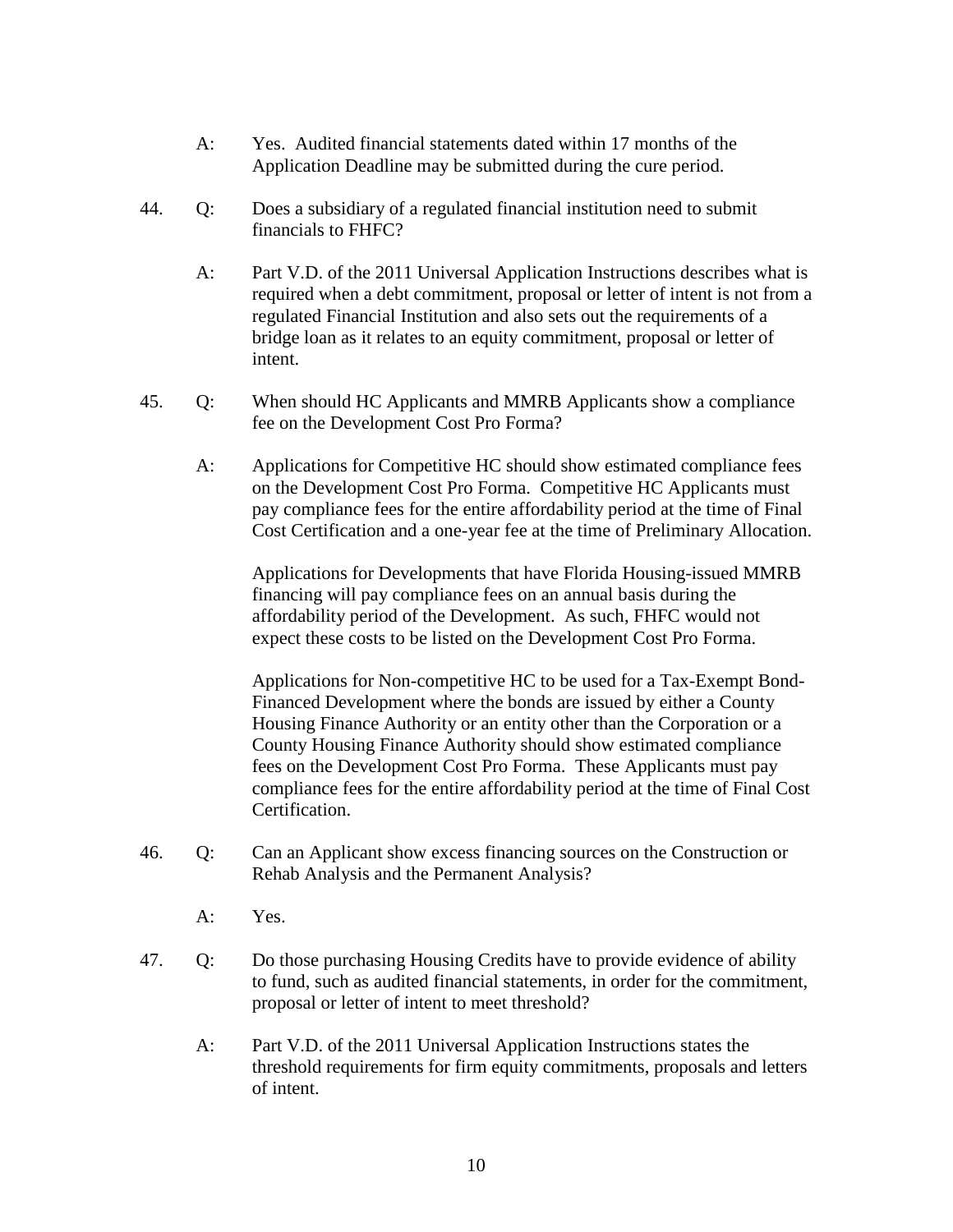A: Yes. Audited financial statements dated within 17 months of the Application Deadline may be submitted during the cure period.

44. Q: Does a subsidiary of a regulated financial institution need to submit financials to FHFC?

A: Part V.D. of the 2011 Universal Application Instructions describes what is required when a debt commitment, proposal or letter of intent is not from a regulated Financial Institution and also sets out the requirements of a bridge loan as it relates to an equity commitment, proposal or letter of intent.

45. Q: When should HC Applicants and MMRB Applicants show a compliance fee on the Development Cost Pro Forma?

A: Applications for Competitive HC should show estimated compliance fees on the Development Cost Pro Forma. Competitive HC Applicants must pay compliance fees for the entire affordability period at the time of Final Cost Certification and a one-year fee at the time of Preliminary Allocation.

Applications for Developments that have Florida Housing-issued MMRB financing will pay compliance fees on an annual basis during the affordability period of the Development. As such, FHFC would not expect these costs to be listed on the Development Cost Pro Forma.

Applications for Non-competitive HC to be used for a Tax-Exempt Bond-Financed Development where the bonds are issued by either a County Housing Finance Authority or an entity other than the Corporation or a County Housing Finance Authority should show estimated compliance fees on the Development Cost Pro Forma. These Applicants must pay compliance fees for the entire affordability period at the time of Final Cost Certification.

46. Q: Can an Applicant show excess financing sources on the Construction or Rehab Analysis and the Permanent Analysis?

A: Yes.

47. Q: Do those purchasing Housing Credits have to provide evidence of ability to fund, such as audited financial statements, in order for the commitment, proposal or letter of intent to meet threshold?

A: Part V.D. of the 2011 Universal Application Instructions states the threshold requirements for firm equity commitments, proposals and letters of intent.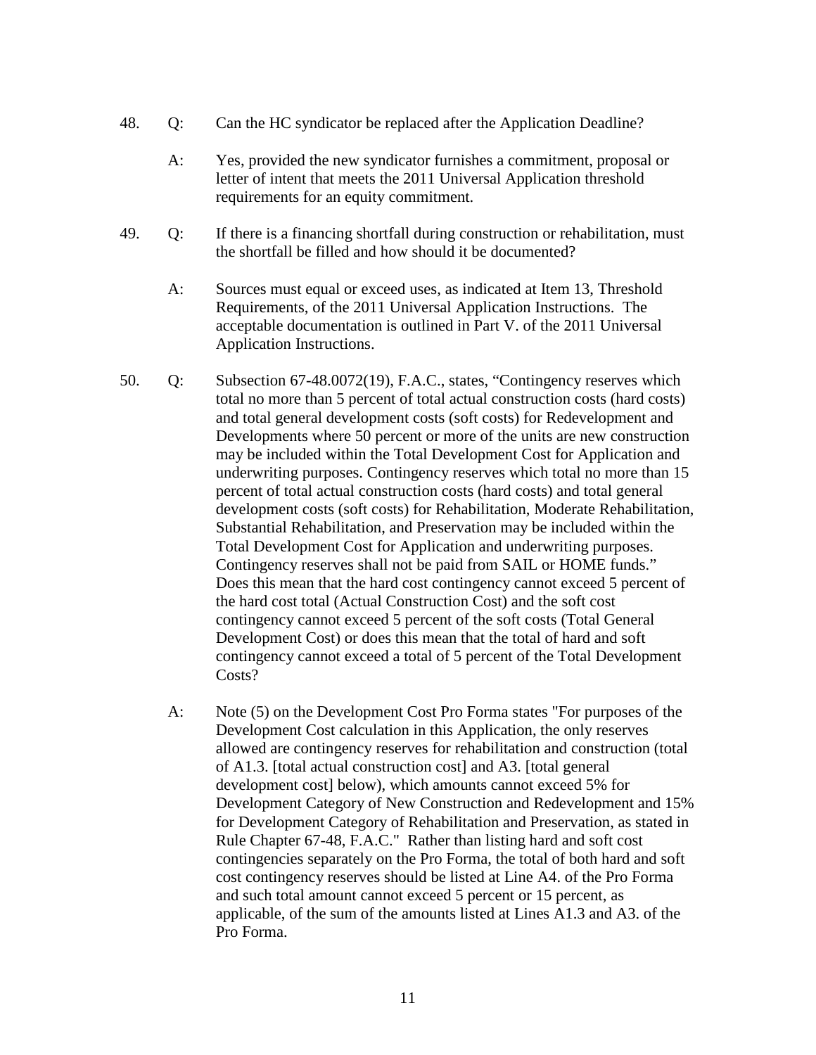48. Q: Can the HC syndicator be replaced after the Application Deadline?

    A: Yes, provided the new syndicator furnishes a commitment, proposal or letter of intent that meets the 2011 Universal Application threshold requirements for an equity commitment.

49. Q: If there is a financing shortfall during construction or rehabilitation, must the shortfall be filled and how should it be documented?

    A: Sources must equal or exceed uses, as indicated at Item 13, Threshold Requirements, of the 2011 Universal Application Instructions. The acceptable documentation is outlined in Part V. of the 2011 Universal Application Instructions.

50. Q: Subsection 67-48.0072(19), F.A.C., states, "Contingency reserves which total no more than 5 percent of total actual construction costs (hard costs) and total general development costs (soft costs) for Redevelopment and Developments where 50 percent or more of the units are new construction may be included within the Total Development Cost for Application and underwriting purposes. Contingency reserves which total no more than 15 percent of total actual construction costs (hard costs) and total general development costs (soft costs) for Rehabilitation, Moderate Rehabilitation, Substantial Rehabilitation, and Preservation may be included within the Total Development Cost for Application and underwriting purposes. Contingency reserves shall not be paid from SAIL or HOME funds." Does this mean that the hard cost contingency cannot exceed 5 percent of the hard cost total (Actual Construction Cost) and the soft cost contingency cannot exceed 5 percent of the soft costs (Total General Development Cost) or does this mean that the total of hard and soft contingency cannot exceed a total of 5 percent of the Total Development Costs?

    A: Note (5) on the Development Cost Pro Forma states "For purposes of the Development Cost calculation in this Application, the only reserves allowed are contingency reserves for rehabilitation and construction (total of A1.3. [total actual construction cost] and A3. [total general development cost] below), which amounts cannot exceed 5% for Development Category of New Construction and Redevelopment and 15% for Development Category of Rehabilitation and Preservation, as stated in Rule Chapter 67-48, F.A.C." Rather than listing hard and soft cost contingencies separately on the Pro Forma, the total of both hard and soft cost contingency reserves should be listed at Line A4. of the Pro Forma and such total amount cannot exceed 5 percent or 15 percent, as applicable, of the sum of the amounts listed at Lines A1.3 and A3. of the Pro Forma.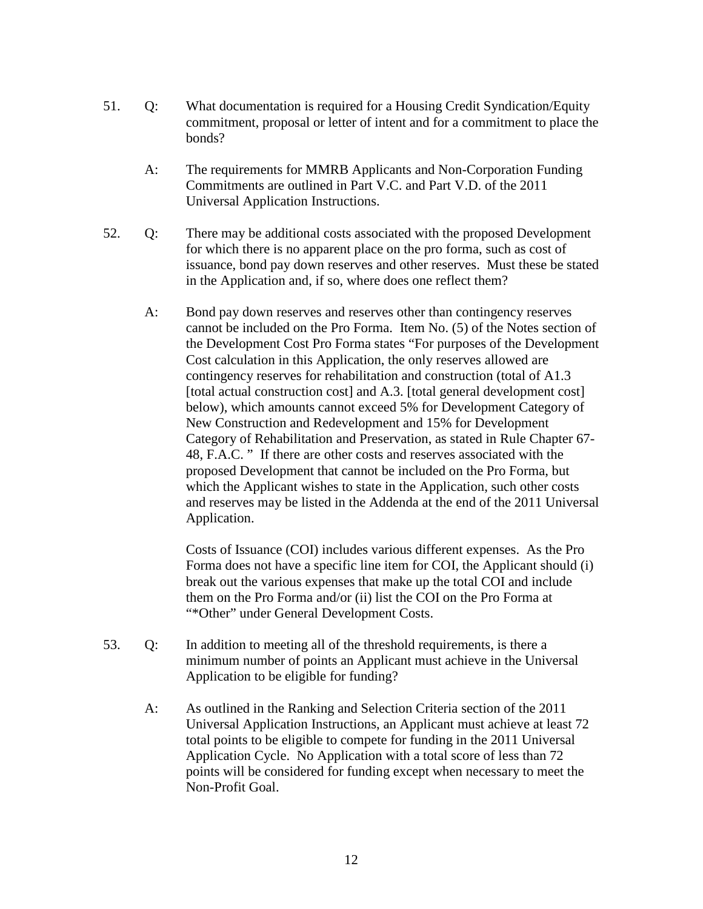51. Q: What documentation is required for a Housing Credit Syndication/Equity commitment, proposal or letter of intent and for a commitment to place the bonds?

    A: The requirements for MMRB Applicants and Non-Corporation Funding Commitments are outlined in Part V.C. and Part V.D. of the 2011 Universal Application Instructions.

52. Q: There may be additional costs associated with the proposed Development for which there is no apparent place on the pro forma, such as cost of issuance, bond pay down reserves and other reserves. Must these be stated in the Application and, if so, where does one reflect them?

    A: Bond pay down reserves and reserves other than contingency reserves cannot be included on the Pro Forma. Item No. (5) of the Notes section of the Development Cost Pro Forma states "For purposes of the Development Cost calculation in this Application, the only reserves allowed are contingency reserves for rehabilitation and construction (total of A1.3 [total actual construction cost] and A.3. [total general development cost] below), which amounts cannot exceed 5% for Development Category of New Construction and Redevelopment and 15% for Development Category of Rehabilitation and Preservation, as stated in Rule Chapter 67-48, F.A.C. " If there are other costs and reserves associated with the proposed Development that cannot be included on the Pro Forma, but which the Applicant wishes to state in the Application, such other costs and reserves may be listed in the Addenda at the end of the 2011 Universal Application.

    Costs of Issuance (COI) includes various different expenses. As the Pro Forma does not have a specific line item for COI, the Applicant should (i) break out the various expenses that make up the total COI and include them on the Pro Forma and/or (ii) list the COI on the Pro Forma at "*Other" under General Development Costs.

53. Q: In addition to meeting all of the threshold requirements, is there a minimum number of points an Applicant must achieve in the Universal Application to be eligible for funding?

    A: As outlined in the Ranking and Selection Criteria section of the 2011 Universal Application Instructions, an Applicant must achieve at least 72 total points to be eligible to compete for funding in the 2011 Universal Application Cycle. No Application with a total score of less than 72 points will be considered for funding except when necessary to meet the Non-Profit Goal.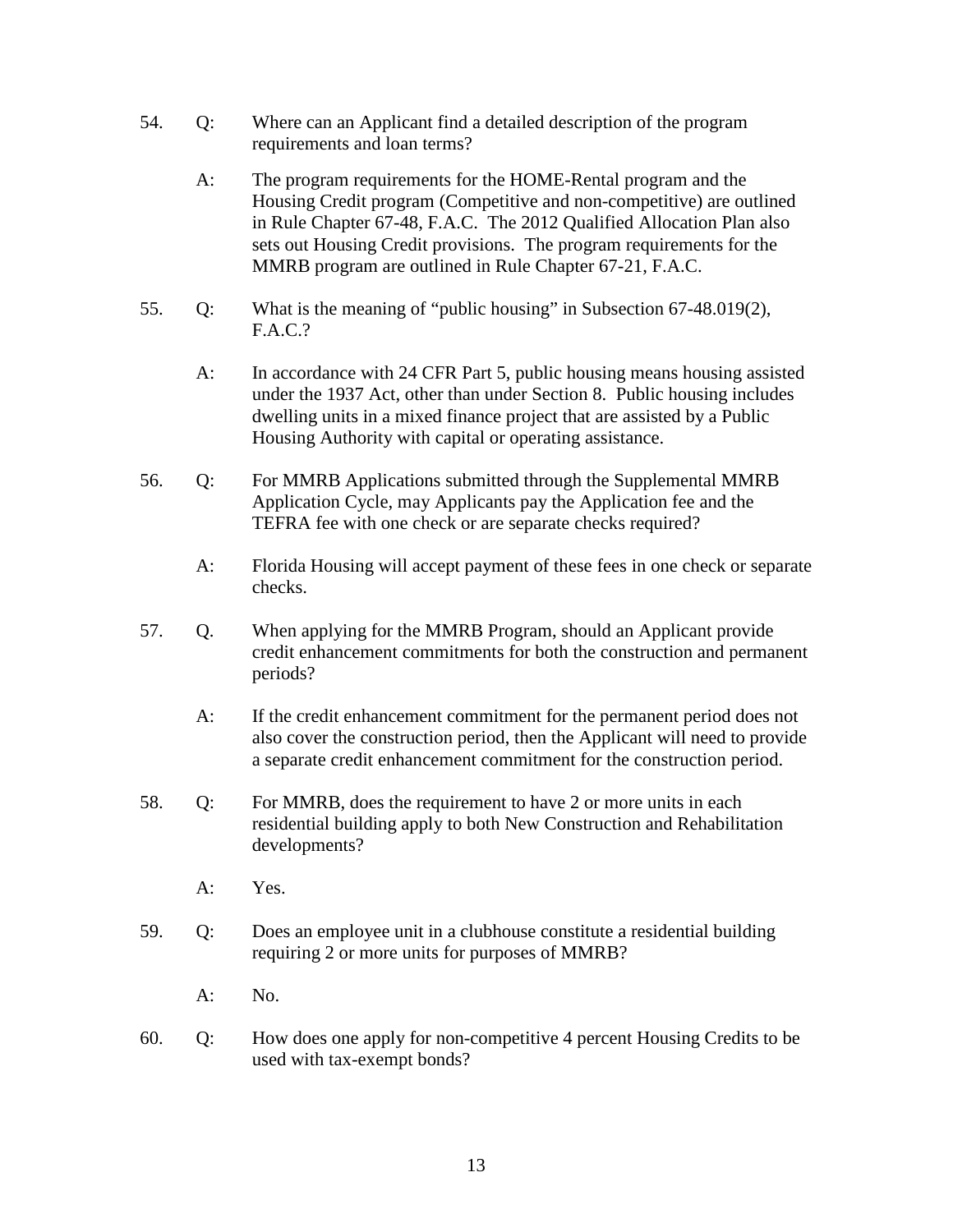54. Q: Where can an Applicant find a detailed description of the program requirements and loan terms?

    A: The program requirements for the HOME-Rental program and the Housing Credit program (Competitive and non-competitive) are outlined in Rule Chapter 67-48, F.A.C. The 2012 Qualified Allocation Plan also sets out Housing Credit provisions. The program requirements for the MMRB program are outlined in Rule Chapter 67-21, F.A.C.

55. Q: What is the meaning of "public housing" in Subsection 67-48.019(2), F.A.C.?

    A: In accordance with 24 CFR Part 5, public housing means housing assisted under the 1937 Act, other than under Section 8. Public housing includes dwelling units in a mixed finance project that are assisted by a Public Housing Authority with capital or operating assistance.

56. Q: For MMRB Applications submitted through the Supplemental MMRB Application Cycle, may Applicants pay the Application fee and the TEFRA fee with one check or are separate checks required?

    A: Florida Housing will accept payment of these fees in one check or separate checks.

57. Q. When applying for the MMRB Program, should an Applicant provide credit enhancement commitments for both the construction and permanent periods?

    A: If the credit enhancement commitment for the permanent period does not also cover the construction period, then the Applicant will need to provide a separate credit enhancement commitment for the construction period.

58. Q: For MMRB, does the requirement to have 2 or more units in each residential building apply to both New Construction and Rehabilitation developments?

    A: Yes.

59. Q: Does an employee unit in a clubhouse constitute a residential building requiring 2 or more units for purposes of MMRB?

    A: No.

60. Q: How does one apply for non-competitive 4 percent Housing Credits to be used with tax-exempt bonds?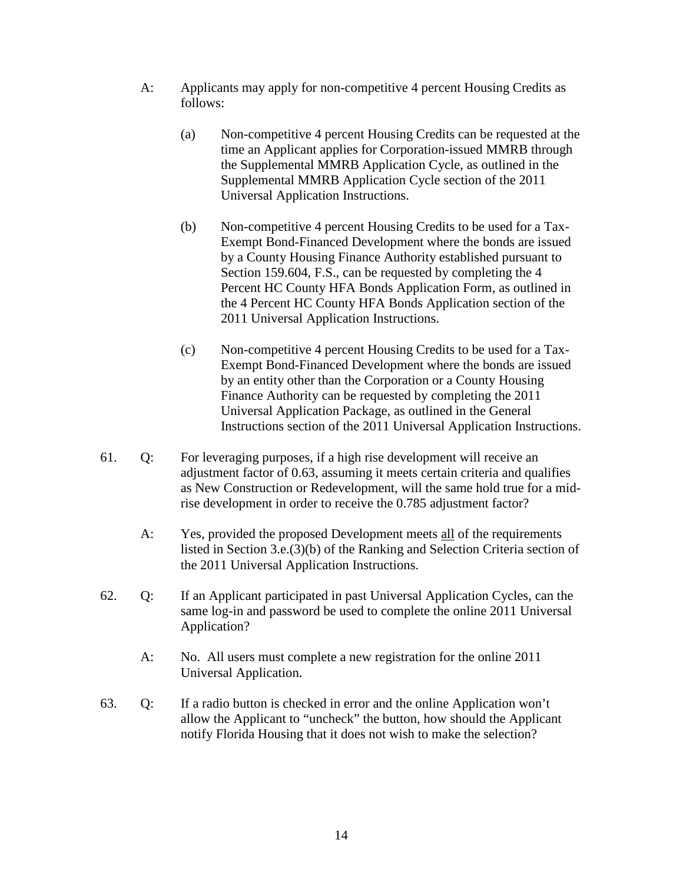A: Applicants may apply for non-competitive 4 percent Housing Credits as follows:

(a) Non-competitive 4 percent Housing Credits can be requested at the time an Applicant applies for Corporation-issued MMRB through the Supplemental MMRB Application Cycle, as outlined in the Supplemental MMRB Application Cycle section of the 2011 Universal Application Instructions.

(b) Non-competitive 4 percent Housing Credits to be used for a Tax-Exempt Bond-Financed Development where the bonds are issued by a County Housing Finance Authority established pursuant to Section 159.604, F.S., can be requested by completing the 4 Percent HC County HFA Bonds Application Form, as outlined in the 4 Percent HC County HFA Bonds Application section of the 2011 Universal Application Instructions.

(c) Non-competitive 4 percent Housing Credits to be used for a Tax-Exempt Bond-Financed Development where the bonds are issued by an entity other than the Corporation or a County Housing Finance Authority can be requested by completing the 2011 Universal Application Package, as outlined in the General Instructions section of the 2011 Universal Application Instructions.

61. Q: For leveraging purposes, if a high rise development will receive an adjustment factor of 0.63, assuming it meets certain criteria and qualifies as New Construction or Redevelopment, will the same hold true for a mid-rise development in order to receive the 0.785 adjustment factor?

A: Yes, provided the proposed Development meets <u>all</u> of the requirements listed in Section 3.e.(3)(b) of the Ranking and Selection Criteria section of the 2011 Universal Application Instructions.

62. Q: If an Applicant participated in past Universal Application Cycles, can the same log-in and password be used to complete the online 2011 Universal Application?

A: No. All users must complete a new registration for the online 2011 Universal Application.

63. Q: If a radio button is checked in error and the online Application won't allow the Applicant to "uncheck" the button, how should the Applicant notify Florida Housing that it does not wish to make the selection?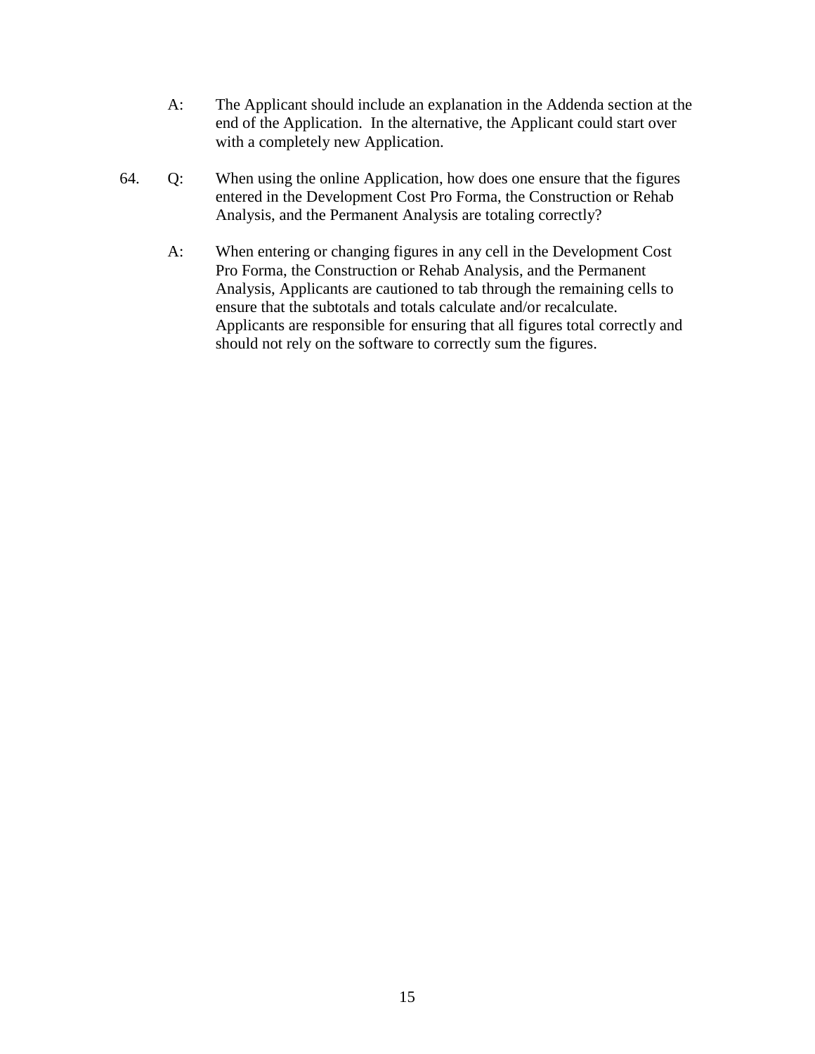A: The Applicant should include an explanation in the Addenda section at the end of the Application. In the alternative, the Applicant could start over with a completely new Application.

64. Q: When using the online Application, how does one ensure that the figures entered in the Development Cost Pro Forma, the Construction or Rehab Analysis, and the Permanent Analysis are totaling correctly?

A: When entering or changing figures in any cell in the Development Cost Pro Forma, the Construction or Rehab Analysis, and the Permanent Analysis, Applicants are cautioned to tab through the remaining cells to ensure that the subtotals and totals calculate and/or recalculate. Applicants are responsible for ensuring that all figures total correctly and should not rely on the software to correctly sum the figures.